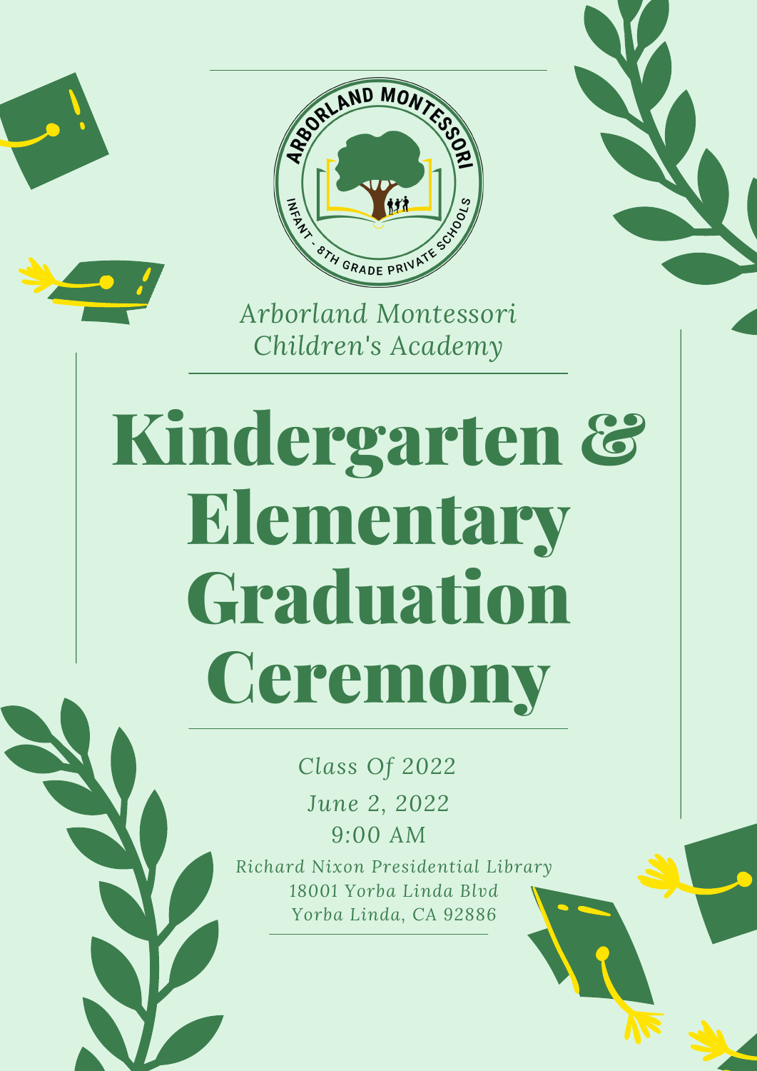*Arborland Montessori Children's Academy*

# Kindergarten & Elementary Graduation Ceremony

*Class Of 2022*

*June 2, 2022*

9:00 AM

*Richard Nixon Presidential Library*
*18001 Yorba Linda Blvd*
*Yorba Linda, CA 92886*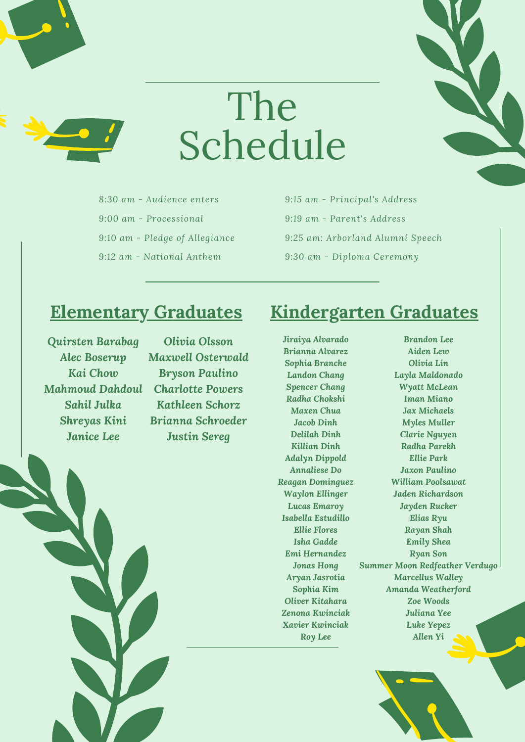# The Schedule

*8:30 am - Audience enters*

*9:00 am - Processional*

*9:10 am - Pledge of Allegiance*

*9:12 am - National Anthem*

*9:15 am - Principal's Address*

*9:19 am - Parent's Address*

*9:25 am: Arborland Alumni Speech*

*9:30 am - Diploma Ceremony*

## Elementary Graduates

***Quirsten Barabag***
***Alec Boserup***
***Kai Chow***
***Mahmoud Dahdoul***
***Sahil Julka***
***Shreyas Kini***
***Janice Lee***
***Olivia Olsson***
***Maxwell Osterwald***
***Bryson Paulino***
***Charlotte Powers***
***Kathleen Schorz***
***Brianna Schroeder***
***Justin Sereg***

## Kindergarten Graduates

***Jiraiya Alvarado***
***Brianna Alvarez***
***Sophia Branche***
***Landon Chang***
***Spencer Chang***
***Radha Chokshi***
***Maxen Chua***
***Jacob Dinh***
***Delilah Dinh***
***Killian Dinh***
***Adalyn Dippold***
***Annaliese Do***
***Reagan Dominguez***
***Waylon Ellinger***
***Lucas Emaroy***
***Isabella Estudillo***
***Ellie Flores***
***Isha Gadde***
***Emi Hernandez***
***Jonas Hong***
***Aryan Jasrotia***
***Sophia Kim***
***Oliver Kitahara***
***Zenona Kwinciak***
***Xavier Kwinciak***
***Roy Lee***
***Brandon Lee***
***Aiden Lew***
***Olivia Lin***
***Layla Maldonado***
***Wyatt McLean***
***Iman Miano***
***Jax Michaels***
***Myles Muller***
***Clarie Nguyen***
***Radha Parekh***
***Ellie Park***
***Jaxon Paulino***
***William Poolsawat***
***Jaden Richardson***
***Jayden Rucker***
***Elias Ryu***
***Rayan Shah***
***Emily Shea***
***Ryan Son***
***Summer Moon Redfeather Verdugo***
***Marcellus Walley***
***Amanda Weatherford***
***Zoe Woods***
***Juliana Yee***
***Luke Yepez***
***Allen Yi***